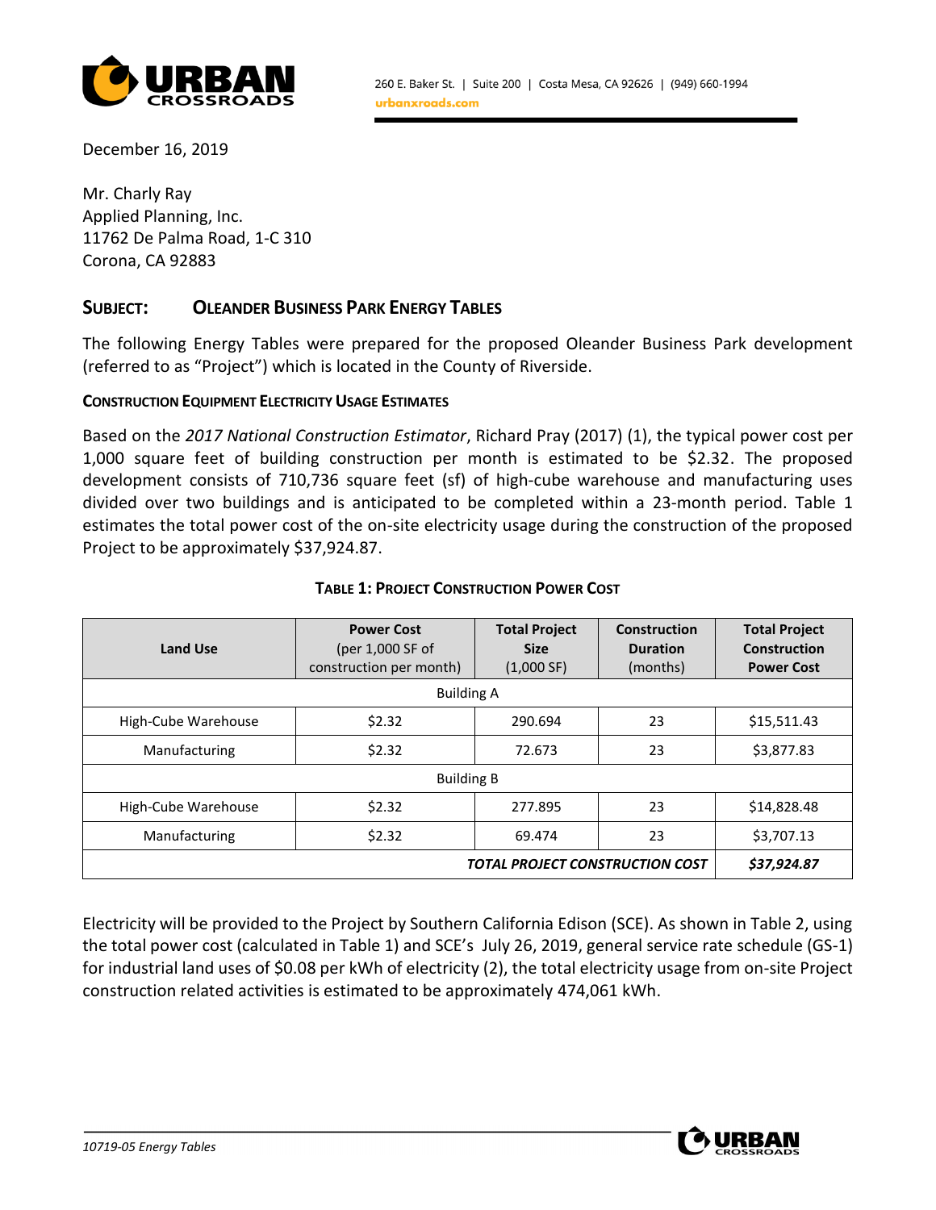260 E. Baker St. | Suite 200 | Costa Mesa, CA 92626 | (949) 660-1994
urbanxroads.com

December 16, 2019

Mr. Charly Ray
Applied Planning, Inc.
11762 De Palma Road, 1-C 310
Corona, CA 92883

## SUBJECT: OLEANDER BUSINESS PARK ENERGY TABLES

The following Energy Tables were prepared for the proposed Oleander Business Park development (referred to as "Project") which is located in the County of Riverside.

### CONSTRUCTION EQUIPMENT ELECTRICITY USAGE ESTIMATES

Based on the *2017 National Construction Estimator*, Richard Pray (2017) (1), the typical power cost per 1,000 square feet of building construction per month is estimated to be $2.32. The proposed development consists of 710,736 square feet (sf) of high-cube warehouse and manufacturing uses divided over two buildings and is anticipated to be completed within a 23-month period. Table 1 estimates the total power cost of the on-site electricity usage during the construction of the proposed Project to be approximately $37,924.87.

**TABLE 1: PROJECT CONSTRUCTION POWER COST**

| Land Use | Power Cost (per 1,000 SF of construction per month) | Total Project Size (1,000 SF) | Construction Duration (months) | Total Project Construction Power Cost |
|---|---|---|---|---|
| Building A | | | | |
| High-Cube Warehouse | $2.32 | 290.694 | 23 | $15,511.43 |
| Manufacturing | $2.32 | 72.673 | 23 | $3,877.83 |
| Building B | | | | |
| High-Cube Warehouse | $2.32 | 277.895 | 23 | $14,828.48 |
| Manufacturing | $2.32 | 69.474 | 23 | $3,707.13 |
| | | | ***TOTAL PROJECT CONSTRUCTION COST*** | ***$37,924.87*** |

Electricity will be provided to the Project by Southern California Edison (SCE). As shown in Table 2, using the total power cost (calculated in Table 1) and SCE's July 26, 2019, general service rate schedule (GS-1) for industrial land uses of $0.08 per kWh of electricity (2), the total electricity usage from on-site Project construction related activities is estimated to be approximately 474,061 kWh.

*10719-05 Energy Tables*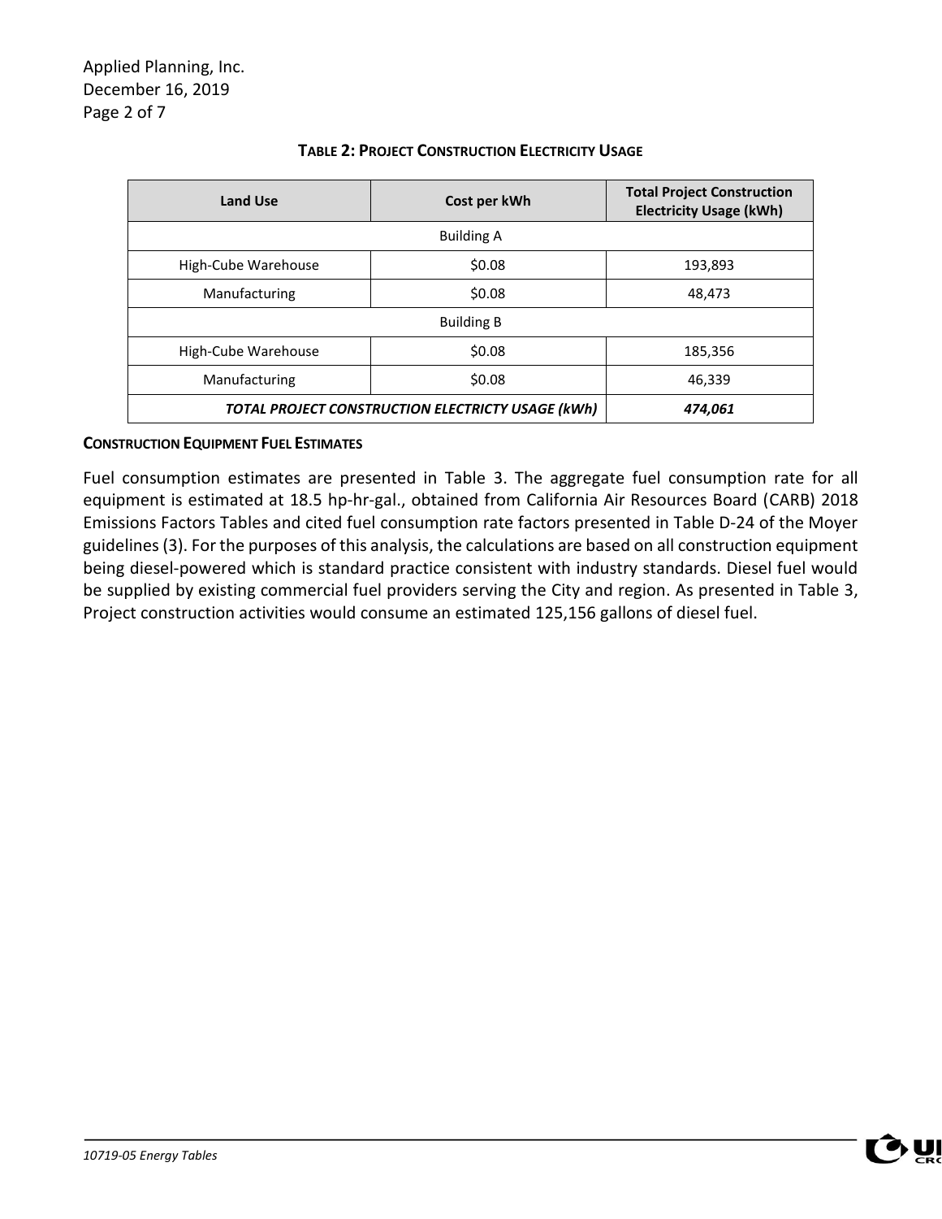**TABLE 2: PROJECT CONSTRUCTION ELECTRICITY USAGE**

| Land Use | Cost per kWh | Total Project Construction Electricity Usage (kWh) |
|---|---|---|
| Building A | | |
| High-Cube Warehouse | $0.08 | 193,893 |
| Manufacturing | $0.08 | 48,473 |
| Building B | | |
| High-Cube Warehouse | $0.08 | 185,356 |
| Manufacturing | $0.08 | 46,339 |
| ***TOTAL PROJECT CONSTRUCTION ELECTRICTY USAGE (kWh)*** | | ***474,061*** |

**CONSTRUCTION EQUIPMENT FUEL ESTIMATES**

Fuel consumption estimates are presented in Table 3. The aggregate fuel consumption rate for all equipment is estimated at 18.5 hp-hr-gal., obtained from California Air Resources Board (CARB) 2018 Emissions Factors Tables and cited fuel consumption rate factors presented in Table D-24 of the Moyer guidelines (3). For the purposes of this analysis, the calculations are based on all construction equipment being diesel-powered which is standard practice consistent with industry standards. Diesel fuel would be supplied by existing commercial fuel providers serving the City and region. As presented in Table 3, Project construction activities would consume an estimated 125,156 gallons of diesel fuel.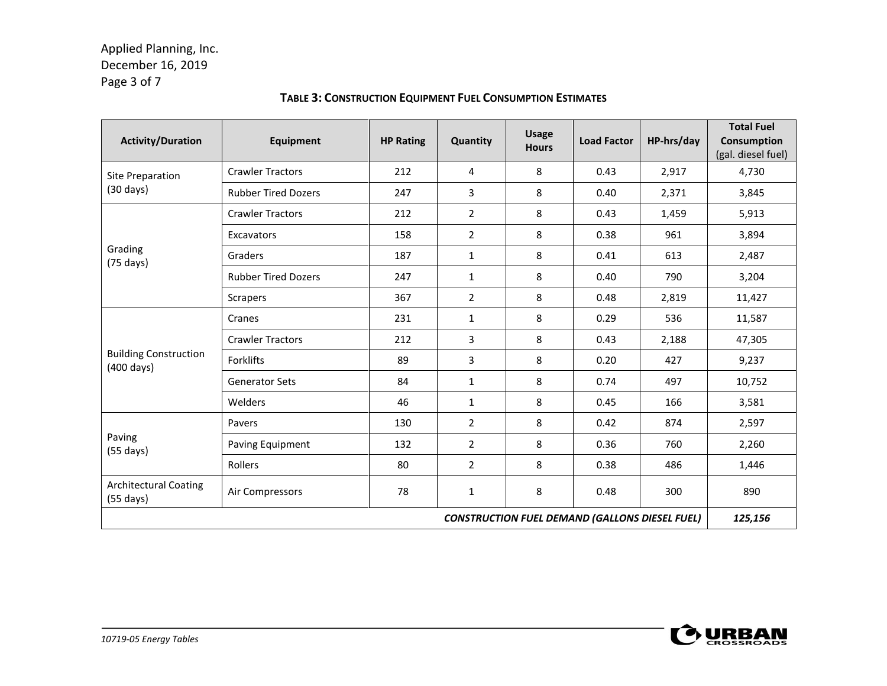**TABLE 3: CONSTRUCTION EQUIPMENT FUEL CONSUMPTION ESTIMATES**

| Activity/Duration | Equipment | HP Rating | Quantity | Usage Hours | Load Factor | HP-hrs/day | Total Fuel Consumption (gal. diesel fuel) |
|---|---|---|---|---|---|---|---|
| Site Preparation (30 days) | Crawler Tractors | 212 | 4 | 8 | 0.43 | 2,917 | 4,730 |
| | Rubber Tired Dozers | 247 | 3 | 8 | 0.40 | 2,371 | 3,845 |
| Grading (75 days) | Crawler Tractors | 212 | 2 | 8 | 0.43 | 1,459 | 5,913 |
| | Excavators | 158 | 2 | 8 | 0.38 | 961 | 3,894 |
| | Graders | 187 | 1 | 8 | 0.41 | 613 | 2,487 |
| | Rubber Tired Dozers | 247 | 1 | 8 | 0.40 | 790 | 3,204 |
| | Scrapers | 367 | 2 | 8 | 0.48 | 2,819 | 11,427 |
| Building Construction (400 days) | Cranes | 231 | 1 | 8 | 0.29 | 536 | 11,587 |
| | Crawler Tractors | 212 | 3 | 8 | 0.43 | 2,188 | 47,305 |
| | Forklifts | 89 | 3 | 8 | 0.20 | 427 | 9,237 |
| | Generator Sets | 84 | 1 | 8 | 0.74 | 497 | 10,752 |
| | Welders | 46 | 1 | 8 | 0.45 | 166 | 3,581 |
| Paving (55 days) | Pavers | 130 | 2 | 8 | 0.42 | 874 | 2,597 |
| | Paving Equipment | 132 | 2 | 8 | 0.36 | 760 | 2,260 |
| | Rollers | 80 | 2 | 8 | 0.38 | 486 | 1,446 |
| Architectural Coating (55 days) | Air Compressors | 78 | 1 | 8 | 0.48 | 300 | 890 |
| | | | | | | ***CONSTRUCTION FUEL DEMAND (GALLONS DIESEL FUEL)*** | ***125,156*** |

*10719-05 Energy Tables*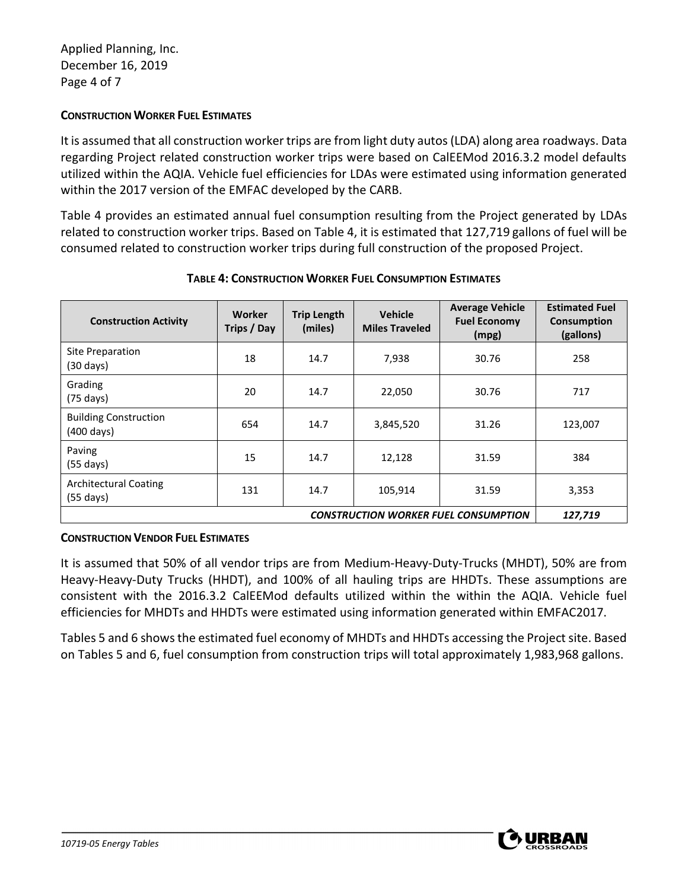#### CONSTRUCTION WORKER FUEL ESTIMATES

It is assumed that all construction worker trips are from light duty autos (LDA) along area roadways. Data regarding Project related construction worker trips were based on CalEEMod 2016.3.2 model defaults utilized within the AQIA. Vehicle fuel efficiencies for LDAs were estimated using information generated within the 2017 version of the EMFAC developed by the CARB.

Table 4 provides an estimated annual fuel consumption resulting from the Project generated by LDAs related to construction worker trips. Based on Table 4, it is estimated that 127,719 gallons of fuel will be consumed related to construction worker trips during full construction of the proposed Project.

**TABLE 4: CONSTRUCTION WORKER FUEL CONSUMPTION ESTIMATES**

| Construction Activity | Worker Trips / Day | Trip Length (miles) | Vehicle Miles Traveled | Average Vehicle Fuel Economy (mpg) | Estimated Fuel Consumption (gallons) |
|---|---|---|---|---|---|
| Site Preparation (30 days) | 18 | 14.7 | 7,938 | 30.76 | 258 |
| Grading (75 days) | 20 | 14.7 | 22,050 | 30.76 | 717 |
| Building Construction (400 days) | 654 | 14.7 | 3,845,520 | 31.26 | 123,007 |
| Paving (55 days) | 15 | 14.7 | 12,128 | 31.59 | 384 |
| Architectural Coating (55 days) | 131 | 14.7 | 105,914 | 31.59 | 3,353 |
| *CONSTRUCTION WORKER FUEL CONSUMPTION* | | | | | *127,719* |

#### CONSTRUCTION VENDOR FUEL ESTIMATES

It is assumed that 50% of all vendor trips are from Medium-Heavy-Duty-Trucks (MHDT), 50% are from Heavy-Heavy-Duty Trucks (HHDT), and 100% of all hauling trips are HHDTs. These assumptions are consistent with the 2016.3.2 CalEEMod defaults utilized within the within the AQIA. Vehicle fuel efficiencies for MHDTs and HHDTs were estimated using information generated within EMFAC2017.

Tables 5 and 6 shows the estimated fuel economy of MHDTs and HHDTs accessing the Project site. Based on Tables 5 and 6, fuel consumption from construction trips will total approximately 1,983,968 gallons.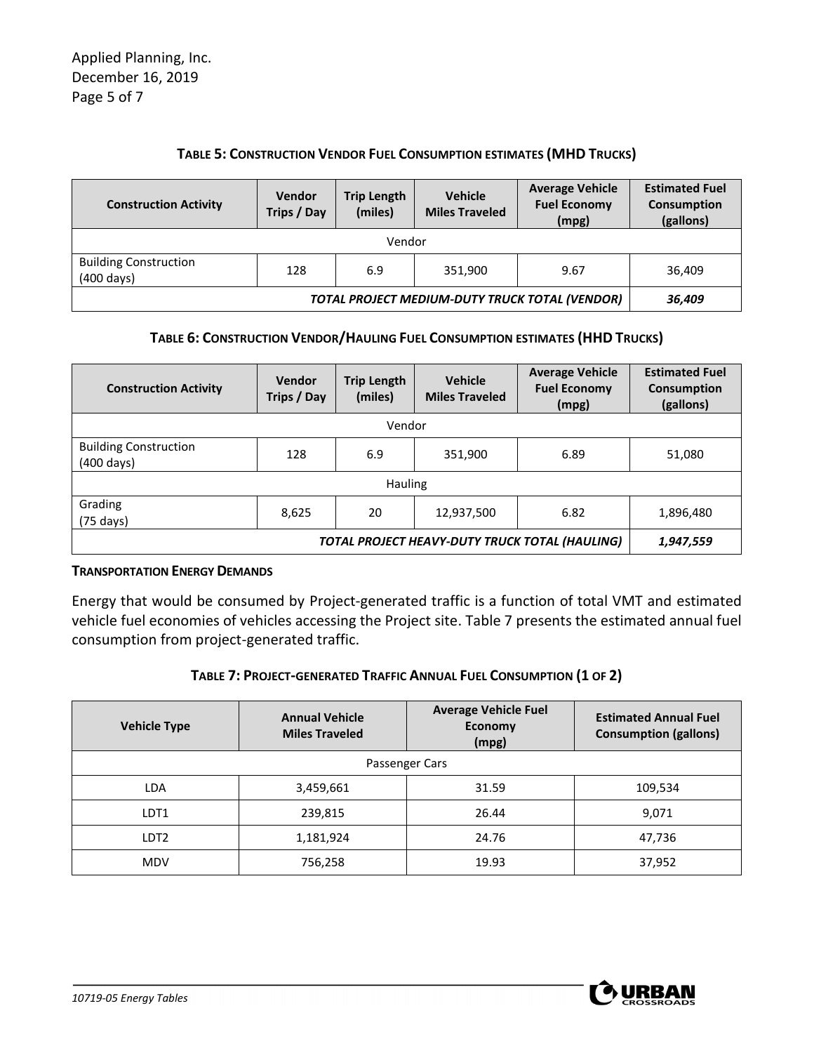**TABLE 5: CONSTRUCTION VENDOR FUEL CONSUMPTION ESTIMATES (MHD TRUCKS)**

| Construction Activity | Vendor Trips / Day | Trip Length (miles) | Vehicle Miles Traveled | Average Vehicle Fuel Economy (mpg) | Estimated Fuel Consumption (gallons) |
|---|---|---|---|---|---|
| Vendor | | | | | |
| Building Construction (400 days) | 128 | 6.9 | 351,900 | 9.67 | 36,409 |
| *TOTAL PROJECT MEDIUM-DUTY TRUCK TOTAL (VENDOR)* | | | | | *36,409* |

**TABLE 6: CONSTRUCTION VENDOR/HAULING FUEL CONSUMPTION ESTIMATES (HHD TRUCKS)**

| Construction Activity | Vendor Trips / Day | Trip Length (miles) | Vehicle Miles Traveled | Average Vehicle Fuel Economy (mpg) | Estimated Fuel Consumption (gallons) |
|---|---|---|---|---|---|
| Vendor | | | | | |
| Building Construction (400 days) | 128 | 6.9 | 351,900 | 6.89 | 51,080 |
| Hauling | | | | | |
| Grading (75 days) | 8,625 | 20 | 12,937,500 | 6.82 | 1,896,480 |
| *TOTAL PROJECT HEAVY-DUTY TRUCK TOTAL (HAULING)* | | | | | *1,947,559* |

**TRANSPORTATION ENERGY DEMANDS**

Energy that would be consumed by Project-generated traffic is a function of total VMT and estimated vehicle fuel economies of vehicles accessing the Project site. Table 7 presents the estimated annual fuel consumption from project-generated traffic.

**TABLE 7: PROJECT-GENERATED TRAFFIC ANNUAL FUEL CONSUMPTION (1 OF 2)**

| Vehicle Type | Annual Vehicle Miles Traveled | Average Vehicle Fuel Economy (mpg) | Estimated Annual Fuel Consumption (gallons) |
|---|---|---|---|
| Passenger Cars | | | |
| LDA | 3,459,661 | 31.59 | 109,534 |
| LDT1 | 239,815 | 26.44 | 9,071 |
| LDT2 | 1,181,924 | 24.76 | 47,736 |
| MDV | 756,258 | 19.93 | 37,952 |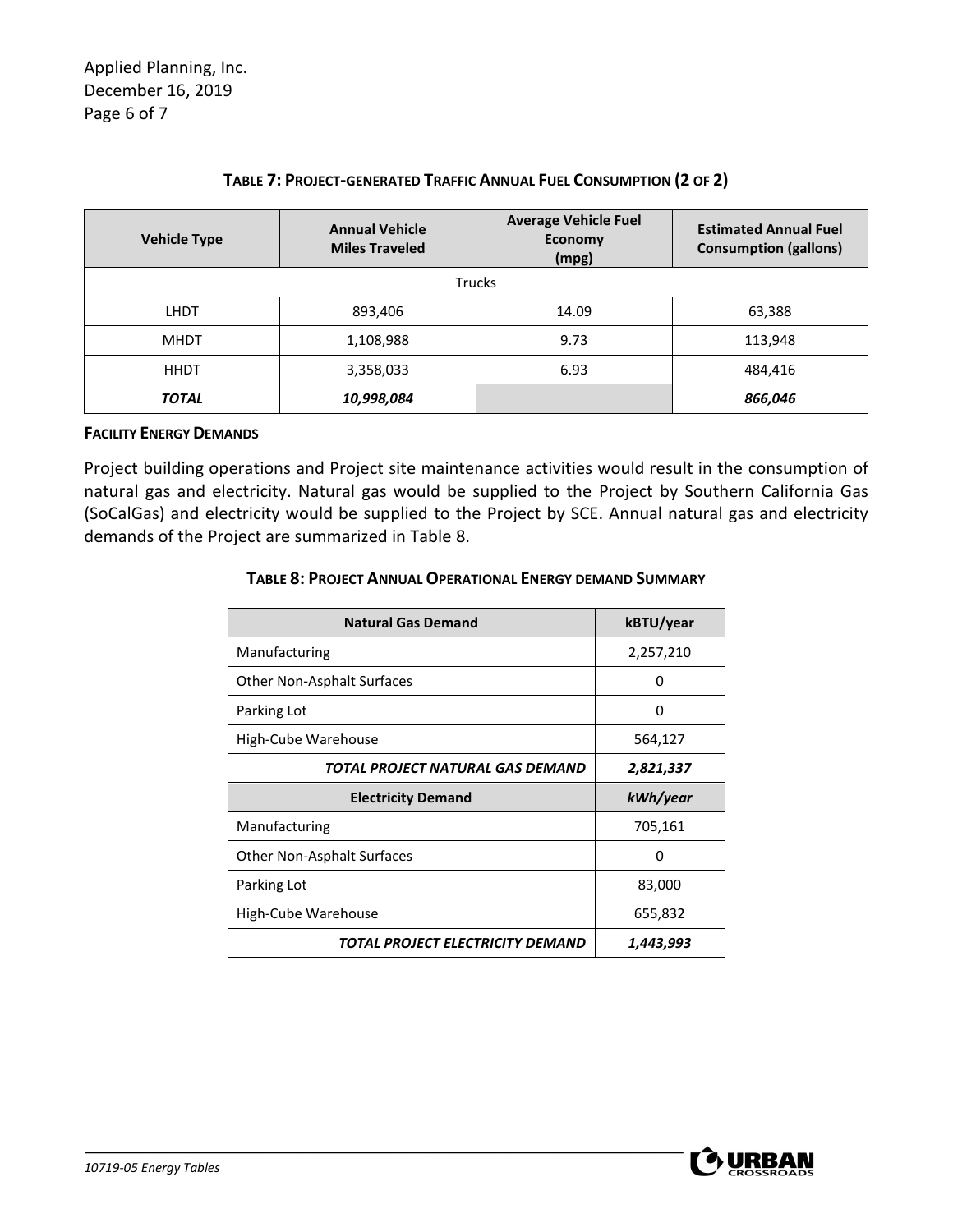**TABLE 7: PROJECT-GENERATED TRAFFIC ANNUAL FUEL CONSUMPTION (2 OF 2)**

| Vehicle Type | Annual Vehicle Miles Traveled | Average Vehicle Fuel Economy (mpg) | Estimated Annual Fuel Consumption (gallons) |
|---|---|---|---|
| Trucks | | | |
| LHDT | 893,406 | 14.09 | 63,388 |
| MHDT | 1,108,988 | 9.73 | 113,948 |
| HHDT | 3,358,033 | 6.93 | 484,416 |
| ***TOTAL*** | ***10,998,084*** | | ***866,046*** |

**FACILITY ENERGY DEMANDS**

Project building operations and Project site maintenance activities would result in the consumption of natural gas and electricity. Natural gas would be supplied to the Project by Southern California Gas (SoCalGas) and electricity would be supplied to the Project by SCE. Annual natural gas and electricity demands of the Project are summarized in Table 8.

**TABLE 8: PROJECT ANNUAL OPERATIONAL ENERGY DEMAND SUMMARY**

| Natural Gas Demand | kBTU/year |
|---|---|
| Manufacturing | 2,257,210 |
| Other Non-Asphalt Surfaces | 0 |
| Parking Lot | 0 |
| High-Cube Warehouse | 564,127 |
| ***TOTAL PROJECT NATURAL GAS DEMAND*** | ***2,821,337*** |
| **Electricity Demand** | ***kWh/year*** |
| Manufacturing | 705,161 |
| Other Non-Asphalt Surfaces | 0 |
| Parking Lot | 83,000 |
| High-Cube Warehouse | 655,832 |
| ***TOTAL PROJECT ELECTRICITY DEMAND*** | ***1,443,993*** |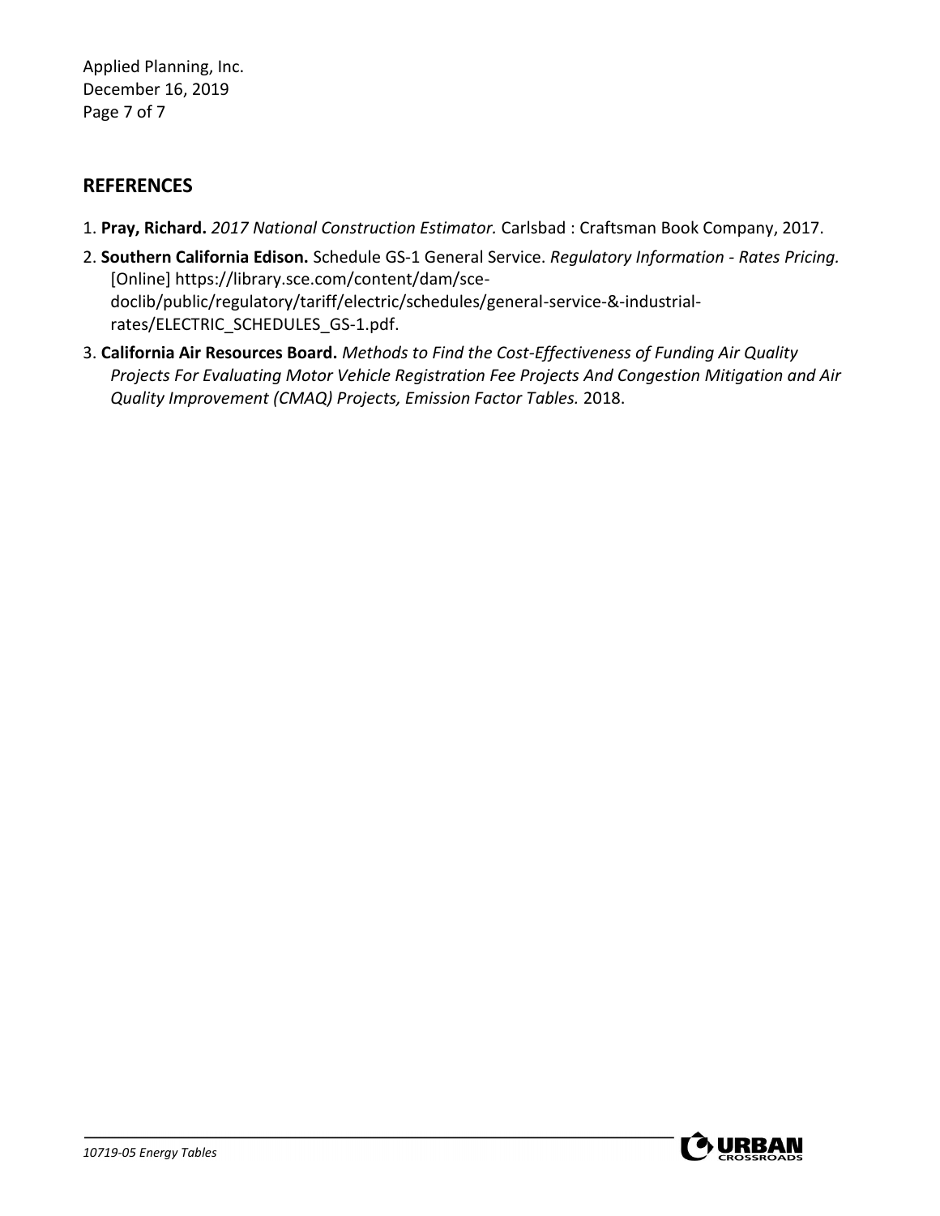## REFERENCES

1. **Pray, Richard.** *2017 National Construction Estimator.* Carlsbad : Craftsman Book Company, 2017.
2. **Southern California Edison.** Schedule GS-1 General Service. *Regulatory Information - Rates Pricing.* [Online] https://library.sce.com/content/dam/sce-doclib/public/regulatory/tariff/electric/schedules/general-service-&-industrial-rates/ELECTRIC_SCHEDULES_GS-1.pdf.
3. **California Air Resources Board.** *Methods to Find the Cost-Effectiveness of Funding Air Quality Projects For Evaluating Motor Vehicle Registration Fee Projects And Congestion Mitigation and Air Quality Improvement (CMAQ) Projects, Emission Factor Tables.* 2018.